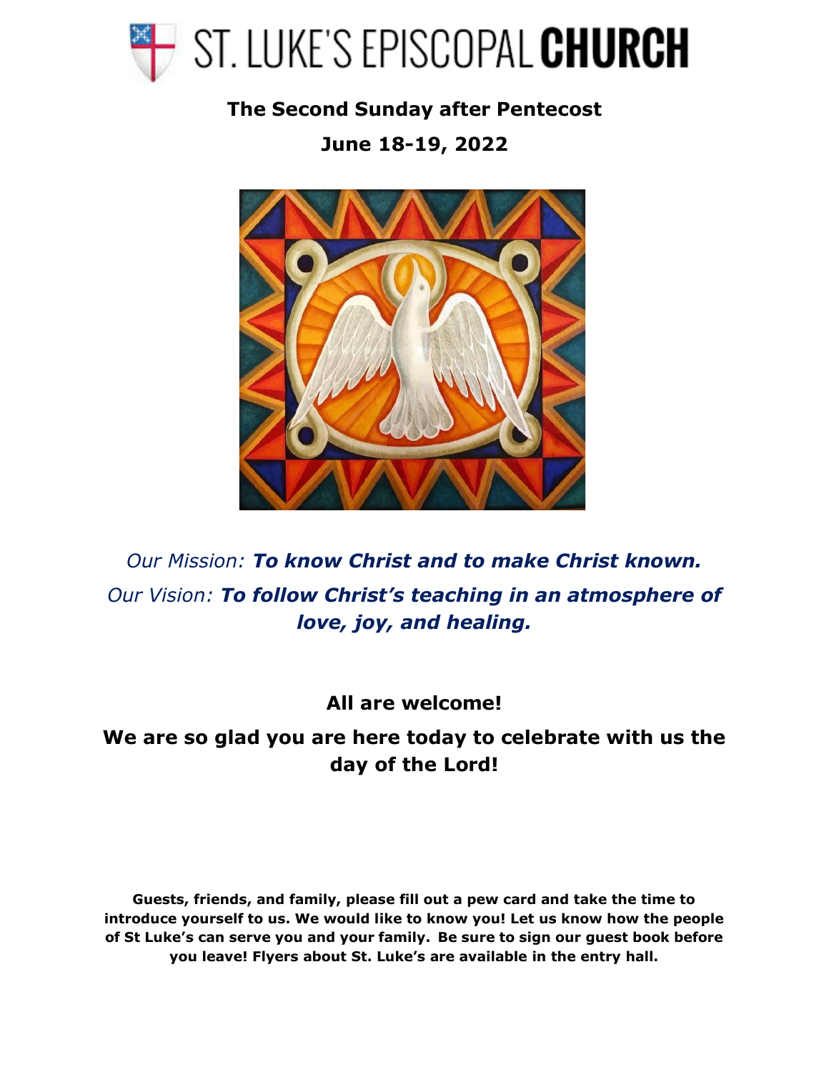# ST. LUKE'S EPISCOPAL **CHURCH**

## The Second Sunday after Pentecost

## June 18-19, 2022

*Our Mission:* ***To know Christ and to make Christ known.***

*Our Vision:* ***To follow Christ's teaching in an atmosphere of love, joy, and healing.***

**All are welcome!**

**We are so glad you are here today to celebrate with us the day of the Lord!**

**Guests, friends, and family, please fill out a pew card and take the time to introduce yourself to us. We would like to know you! Let us know how the people of St Luke's can serve you and your family. Be sure to sign our guest book before you leave! Flyers about St. Luke's are available in the entry hall.**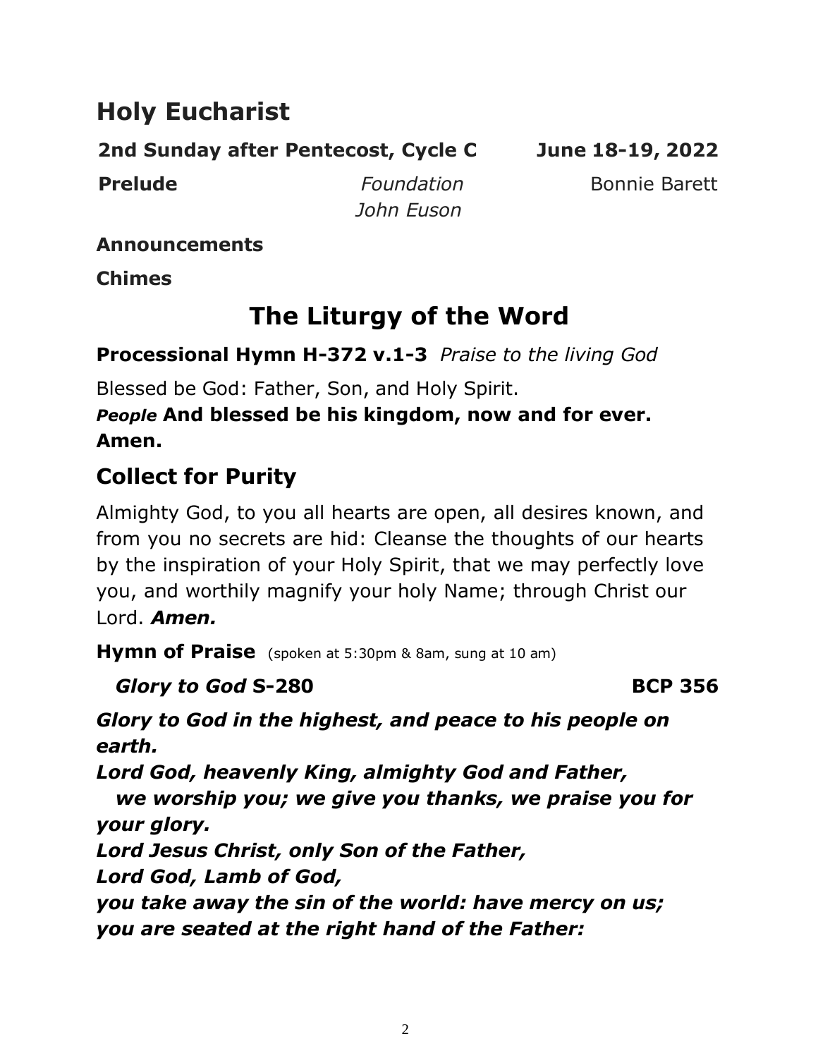# Holy Eucharist

**2nd Sunday after Pentecost, Cycle C** **June 18-19, 2022**

**Prelude** *Foundation* Bonnie Barett
*John Euson*

**Announcements**

**Chimes**

## The Liturgy of the Word

**Processional Hymn H-372 v.1-3** *Praise to the living God*

Blessed be God: Father, Son, and Holy Spirit.
***People*** **And blessed be his kingdom, now and for ever. Amen.**

## Collect for Purity

Almighty God, to you all hearts are open, all desires known, and from you no secrets are hid: Cleanse the thoughts of our hearts by the inspiration of your Holy Spirit, that we may perfectly love you, and worthily magnify your holy Name; through Christ our Lord. ***Amen.***

**Hymn of Praise** (spoken at 5:30pm & 8am, sung at 10 am)

***Glory to God* S-280** **BCP 356**

***Glory to God in the highest, and peace to his people on earth.***
***Lord God, heavenly King, almighty God and Father,***
***we worship you; we give you thanks, we praise you for your glory.***
***Lord Jesus Christ, only Son of the Father,***
***Lord God, Lamb of God,***
***you take away the sin of the world: have mercy on us;***
***you are seated at the right hand of the Father:***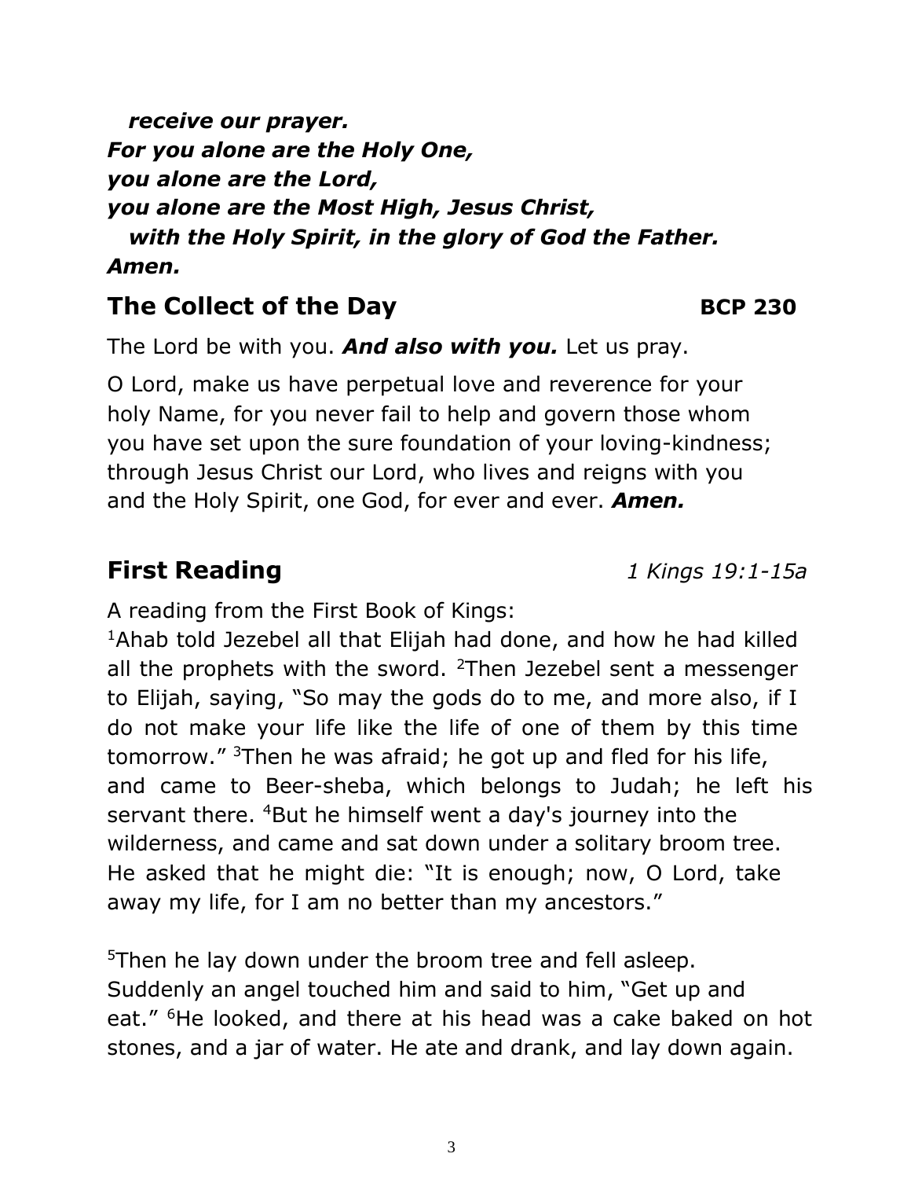***receive our prayer.***
***For you alone are the Holy One,***
***you alone are the Lord,***
***you alone are the Most High, Jesus Christ,***
***with the Holy Spirit, in the glory of God the Father.***
***Amen.***

## The Collect of the Day **BCP 230**

The Lord be with you. ***And also with you.*** Let us pray.

O Lord, make us have perpetual love and reverence for your holy Name, for you never fail to help and govern those whom you have set upon the sure foundation of your loving-kindness; through Jesus Christ our Lord, who lives and reigns with you and the Holy Spirit, one God, for ever and ever. ***Amen.***

## First Reading *1 Kings 19:1-15a*

A reading from the First Book of Kings:
[1]Ahab told Jezebel all that Elijah had done, and how he had killed all the prophets with the sword. [2]Then Jezebel sent a messenger to Elijah, saying, "So may the gods do to me, and more also, if I do not make your life like the life of one of them by this time tomorrow." [3]Then he was afraid; he got up and fled for his life, and came to Beer-sheba, which belongs to Judah; he left his servant there. [4]But he himself went a day's journey into the wilderness, and came and sat down under a solitary broom tree. He asked that he might die: "It is enough; now, O Lord, take away my life, for I am no better than my ancestors."

[5]Then he lay down under the broom tree and fell asleep. Suddenly an angel touched him and said to him, "Get up and eat." [6]He looked, and there at his head was a cake baked on hot stones, and a jar of water. He ate and drank, and lay down again.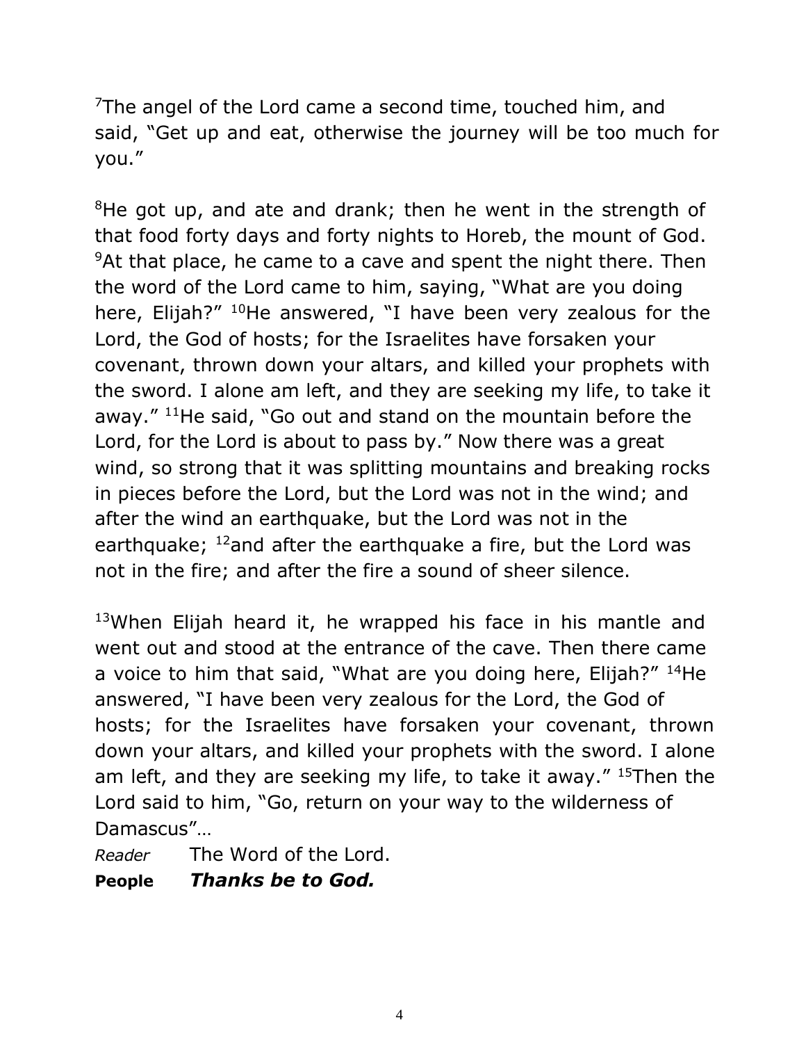[7]The angel of the Lord came a second time, touched him, and said, "Get up and eat, otherwise the journey will be too much for you."

[8]He got up, and ate and drank; then he went in the strength of that food forty days and forty nights to Horeb, the mount of God. [9]At that place, he came to a cave and spent the night there. Then the word of the Lord came to him, saying, "What are you doing here, Elijah?" [10]He answered, "I have been very zealous for the Lord, the God of hosts; for the Israelites have forsaken your covenant, thrown down your altars, and killed your prophets with the sword. I alone am left, and they are seeking my life, to take it away." [11]He said, "Go out and stand on the mountain before the Lord, for the Lord is about to pass by." Now there was a great wind, so strong that it was splitting mountains and breaking rocks in pieces before the Lord, but the Lord was not in the wind; and after the wind an earthquake, but the Lord was not in the earthquake; [12]and after the earthquake a fire, but the Lord was not in the fire; and after the fire a sound of sheer silence.

[13]When Elijah heard it, he wrapped his face in his mantle and went out and stood at the entrance of the cave. Then there came a voice to him that said, "What are you doing here, Elijah?" [14]He answered, "I have been very zealous for the Lord, the God of hosts; for the Israelites have forsaken your covenant, thrown down your altars, and killed your prophets with the sword. I alone am left, and they are seeking my life, to take it away." [15]Then the Lord said to him, "Go, return on your way to the wilderness of Damascus"…

*Reader* The Word of the Lord.

**People** ***Thanks be to God.***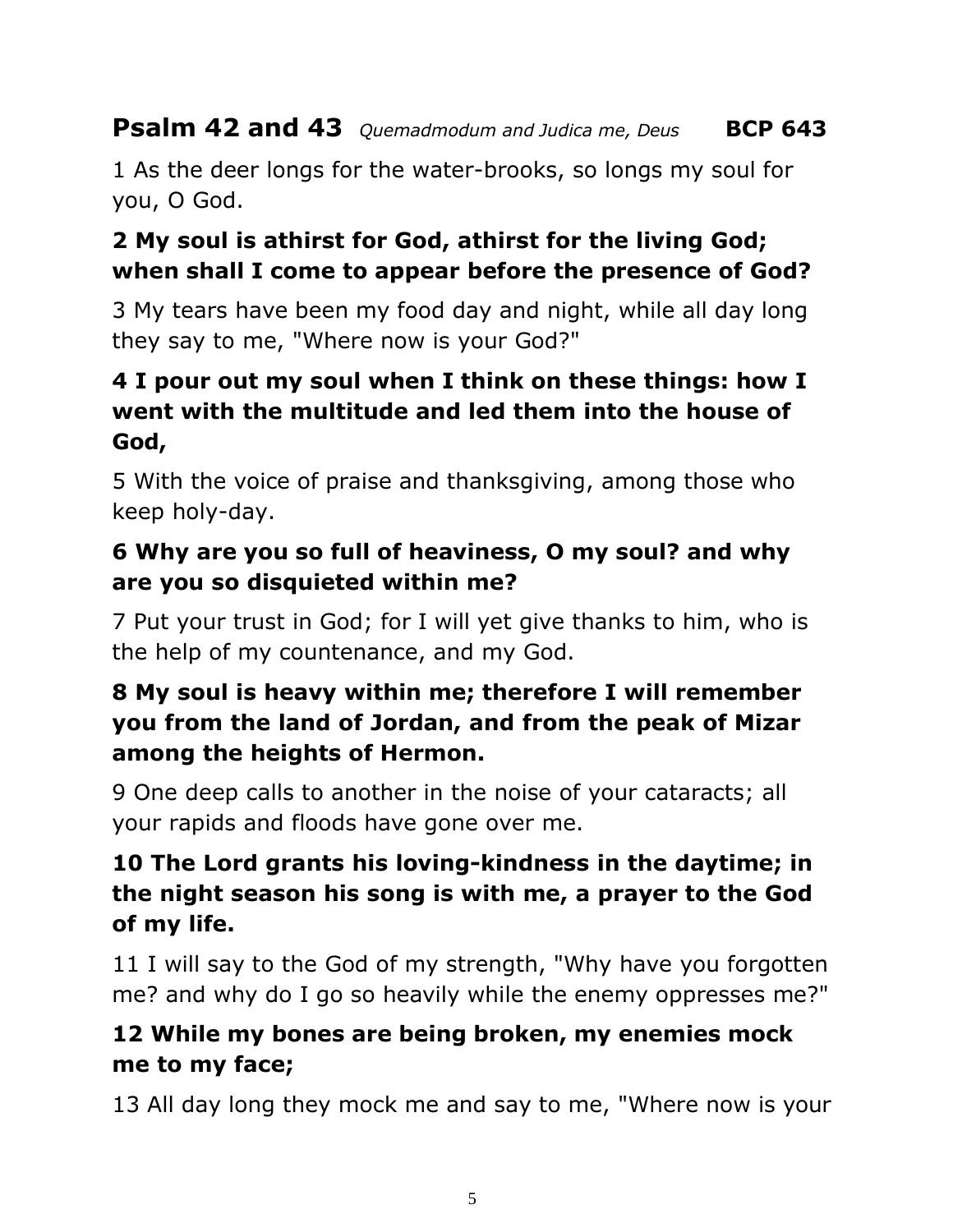## **Psalm 42 and 43** *Quemadmodum and Judica me, Deus* **BCP 643**

1 As the deer longs for the water-brooks, so longs my soul for you, O God.

**2 My soul is athirst for God, athirst for the living God; when shall I come to appear before the presence of God?**

3 My tears have been my food day and night, while all day long they say to me, "Where now is your God?"

**4 I pour out my soul when I think on these things: how I went with the multitude and led them into the house of God,**

5 With the voice of praise and thanksgiving, among those who keep holy-day.

**6 Why are you so full of heaviness, O my soul? and why are you so disquieted within me?**

7 Put your trust in God; for I will yet give thanks to him, who is the help of my countenance, and my God.

**8 My soul is heavy within me; therefore I will remember you from the land of Jordan, and from the peak of Mizar among the heights of Hermon.**

9 One deep calls to another in the noise of your cataracts; all your rapids and floods have gone over me.

**10 The Lord grants his loving-kindness in the daytime; in the night season his song is with me, a prayer to the God of my life.**

11 I will say to the God of my strength, "Why have you forgotten me? and why do I go so heavily while the enemy oppresses me?"

**12 While my bones are being broken, my enemies mock me to my face;**

13 All day long they mock me and say to me, "Where now is your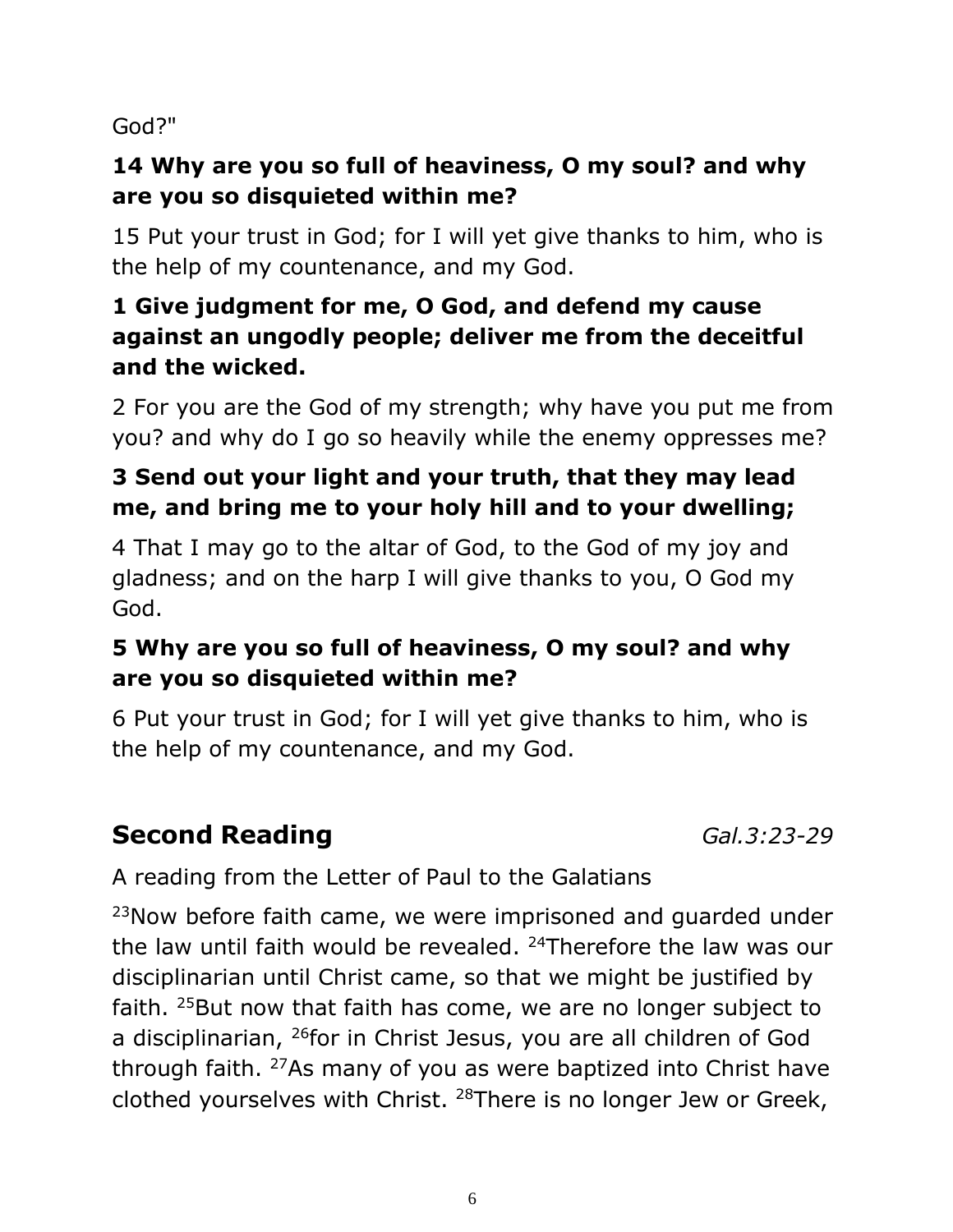God?"

**14 Why are you so full of heaviness, O my soul? and why are you so disquieted within me?**

15 Put your trust in God; for I will yet give thanks to him, who is the help of my countenance, and my God.

**1 Give judgment for me, O God, and defend my cause against an ungodly people; deliver me from the deceitful and the wicked.**

2 For you are the God of my strength; why have you put me from you? and why do I go so heavily while the enemy oppresses me?

**3 Send out your light and your truth, that they may lead me, and bring me to your holy hill and to your dwelling;**

4 That I may go to the altar of God, to the God of my joy and gladness; and on the harp I will give thanks to you, O God my God.

**5 Why are you so full of heaviness, O my soul? and why are you so disquieted within me?**

6 Put your trust in God; for I will yet give thanks to him, who is the help of my countenance, and my God.

## Second Reading *Gal.3:23-29*

A reading from the Letter of Paul to the Galatians

[23]Now before faith came, we were imprisoned and guarded under the law until faith would be revealed. [24]Therefore the law was our disciplinarian until Christ came, so that we might be justified by faith. [25]But now that faith has come, we are no longer subject to a disciplinarian, [26]for in Christ Jesus, you are all children of God through faith. [27]As many of you as were baptized into Christ have clothed yourselves with Christ. [28]There is no longer Jew or Greek,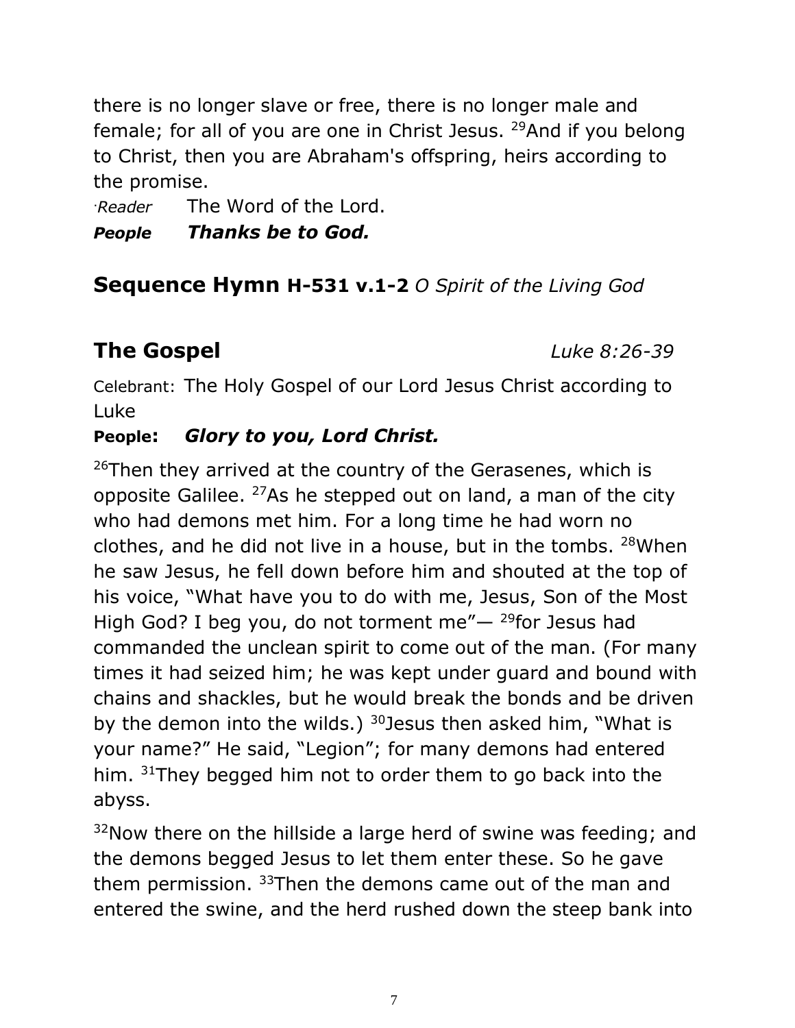there is no longer slave or free, there is no longer male and female; for all of you are one in Christ Jesus. [29]And if you belong to Christ, then you are Abraham's offspring, heirs according to the promise.

*Reader* The Word of the Lord.

***People*** ***Thanks be to God.***

## **Sequence Hymn H-531 v.1-2** *O Spirit of the Living God*

## **The Gospel** *Luke 8:26-39*

Celebrant: The Holy Gospel of our Lord Jesus Christ according to Luke

**People:** ***Glory to you, Lord Christ.***

[26]Then they arrived at the country of the Gerasenes, which is opposite Galilee. [27]As he stepped out on land, a man of the city who had demons met him. For a long time he had worn no clothes, and he did not live in a house, but in the tombs. [28]When he saw Jesus, he fell down before him and shouted at the top of his voice, "What have you to do with me, Jesus, Son of the Most High God? I beg you, do not torment me"— [29]for Jesus had commanded the unclean spirit to come out of the man. (For many times it had seized him; he was kept under guard and bound with chains and shackles, but he would break the bonds and be driven by the demon into the wilds.) [30]Jesus then asked him, "What is your name?" He said, "Legion"; for many demons had entered him. [31]They begged him not to order them to go back into the abyss.

[32]Now there on the hillside a large herd of swine was feeding; and the demons begged Jesus to let them enter these. So he gave them permission. [33]Then the demons came out of the man and entered the swine, and the herd rushed down the steep bank into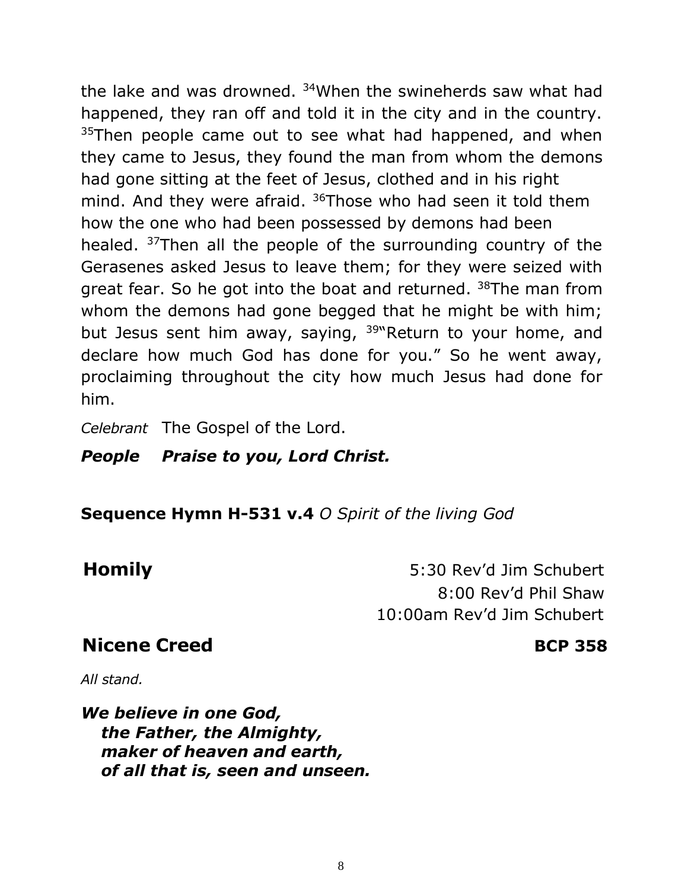the lake and was drowned. [34]When the swineherds saw what had happened, they ran off and told it in the city and in the country. [35]Then people came out to see what had happened, and when they came to Jesus, they found the man from whom the demons had gone sitting at the feet of Jesus, clothed and in his right mind. And they were afraid. [36]Those who had seen it told them how the one who had been possessed by demons had been healed. [37]Then all the people of the surrounding country of the Gerasenes asked Jesus to leave them; for they were seized with great fear. So he got into the boat and returned. [38]The man from whom the demons had gone begged that he might be with him; but Jesus sent him away, saying, [39]"Return to your home, and declare how much God has done for you." So he went away, proclaiming throughout the city how much Jesus had done for him.

*Celebrant* The Gospel of the Lord.

***People Praise to you, Lord Christ.***

**Sequence Hymn H-531 v.4** *O Spirit of the living God*

**Homily**

5:30 Rev'd Jim Schubert
8:00 Rev'd Phil Shaw
10:00am Rev'd Jim Schubert

## Nicene Creed **BCP 358**

*All stand.*

***We believe in one God,***
***the Father, the Almighty,***
***maker of heaven and earth,***
***of all that is, seen and unseen.***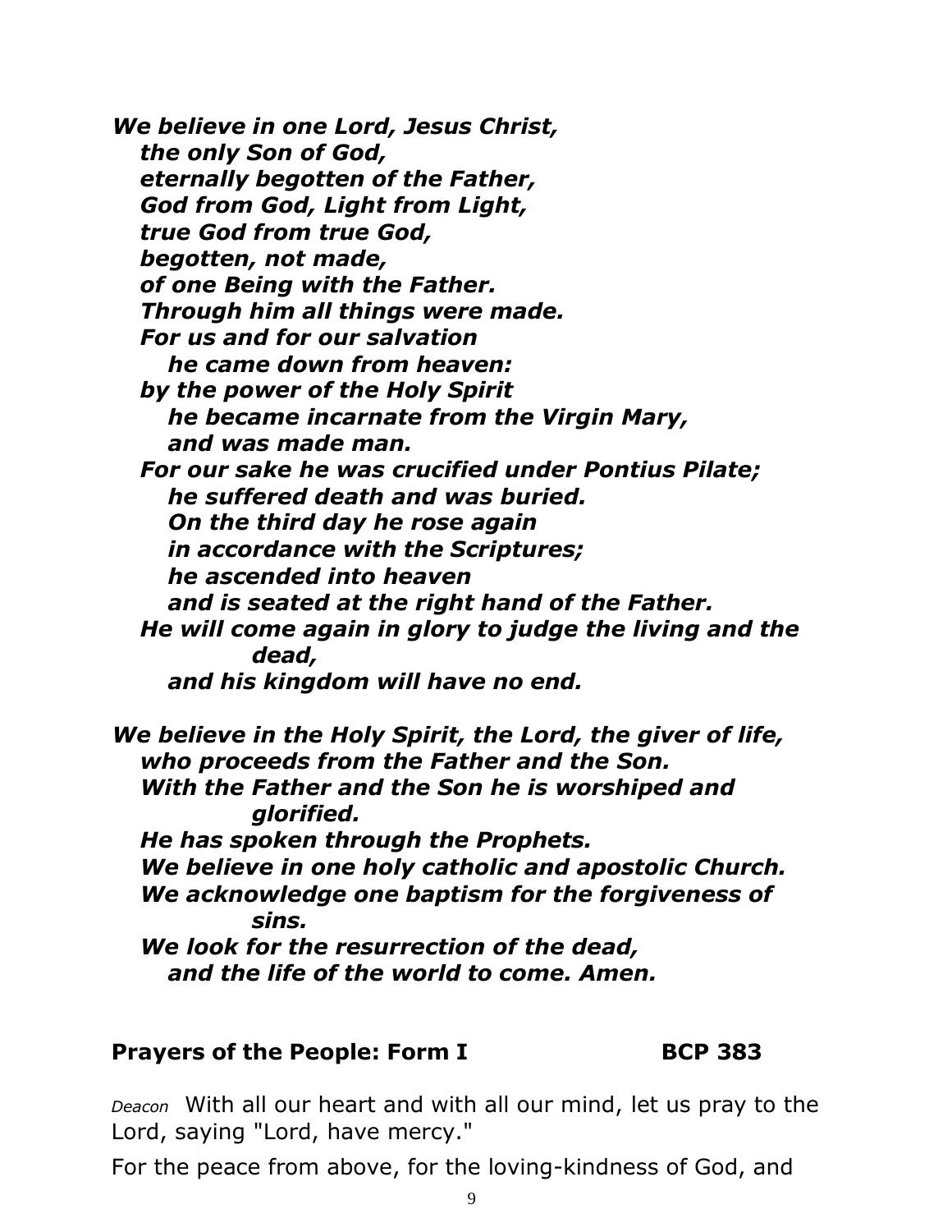***We believe in one Lord, Jesus Christ,***
***the only Son of God,***
***eternally begotten of the Father,***
***God from God, Light from Light,***
***true God from true God,***
***begotten, not made,***
***of one Being with the Father.***
***Through him all things were made.***
***For us and for our salvation***
***he came down from heaven:***
***by the power of the Holy Spirit***
***he became incarnate from the Virgin Mary,***
***and was made man.***
***For our sake he was crucified under Pontius Pilate;***
***he suffered death and was buried.***
***On the third day he rose again***
***in accordance with the Scriptures;***
***he ascended into heaven***
***and is seated at the right hand of the Father.***
***He will come again in glory to judge the living and the dead,***
***and his kingdom will have no end.***

***We believe in the Holy Spirit, the Lord, the giver of life,***
***who proceeds from the Father and the Son.***
***With the Father and the Son he is worshiped and glorified.***
***He has spoken through the Prophets.***
***We believe in one holy catholic and apostolic Church.***
***We acknowledge one baptism for the forgiveness of sins.***
***We look for the resurrection of the dead,***
***and the life of the world to come. Amen.***

**Prayers of the People: Form I BCP 383**

*Deacon* With all our heart and with all our mind, let us pray to the Lord, saying "Lord, have mercy."

For the peace from above, for the loving-kindness of God, and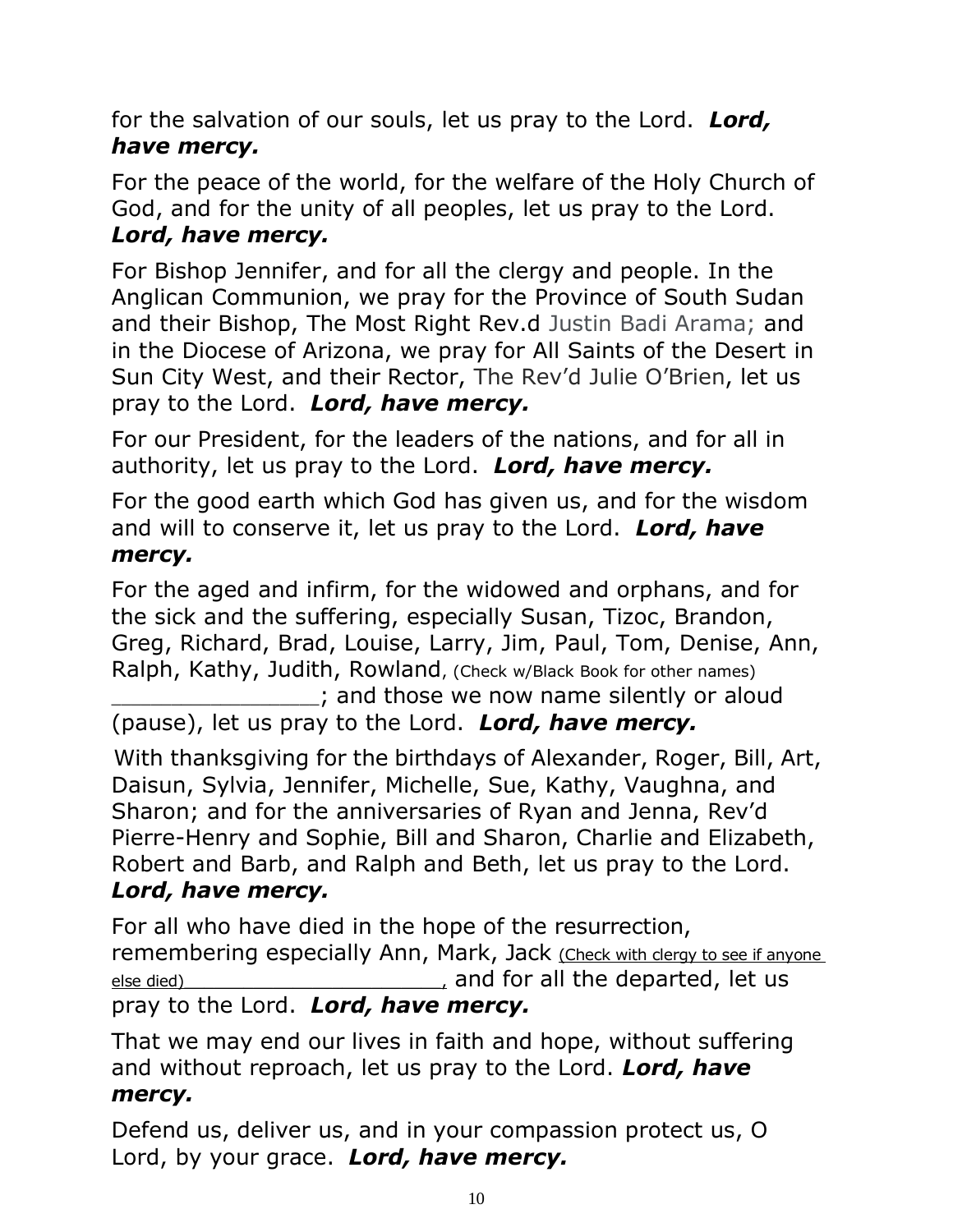for the salvation of our souls, let us pray to the Lord. ***Lord, have mercy.***

For the peace of the world, for the welfare of the Holy Church of God, and for the unity of all peoples, let us pray to the Lord. ***Lord, have mercy.***

For Bishop Jennifer, and for all the clergy and people. In the Anglican Communion, we pray for the Province of South Sudan and their Bishop, The Most Right Rev.d Justin Badi Arama; and in the Diocese of Arizona, we pray for All Saints of the Desert in Sun City West, and their Rector, The Rev'd Julie O'Brien, let us pray to the Lord. ***Lord, have mercy.***

For our President, for the leaders of the nations, and for all in authority, let us pray to the Lord. ***Lord, have mercy.***

For the good earth which God has given us, and for the wisdom and will to conserve it, let us pray to the Lord. ***Lord, have mercy.***

For the aged and infirm, for the widowed and orphans, and for the sick and the suffering, especially Susan, Tizoc, Brandon, Greg, Richard, Brad, Louise, Larry, Jim, Paul, Tom, Denise, Ann, Ralph, Kathy, Judith, Rowland, (Check w/Black Book for other names) ________________; and those we now name silently or aloud (pause), let us pray to the Lord. ***Lord, have mercy.***

With thanksgiving for the birthdays of Alexander, Roger, Bill, Art, Daisun, Sylvia, Jennifer, Michelle, Sue, Kathy, Vaughna, and Sharon; and for the anniversaries of Ryan and Jenna, Rev'd Pierre-Henry and Sophie, Bill and Sharon, Charlie and Elizabeth, Robert and Barb, and Ralph and Beth, let us pray to the Lord. ***Lord, have mercy.***

For all who have died in the hope of the resurrection, remembering especially Ann, Mark, Jack (Check with clergy to see if anyone else died) ______________________, and for all the departed, let us pray to the Lord. ***Lord, have mercy.***

That we may end our lives in faith and hope, without suffering and without reproach, let us pray to the Lord. ***Lord, have mercy.***

Defend us, deliver us, and in your compassion protect us, O Lord, by your grace. ***Lord, have mercy.***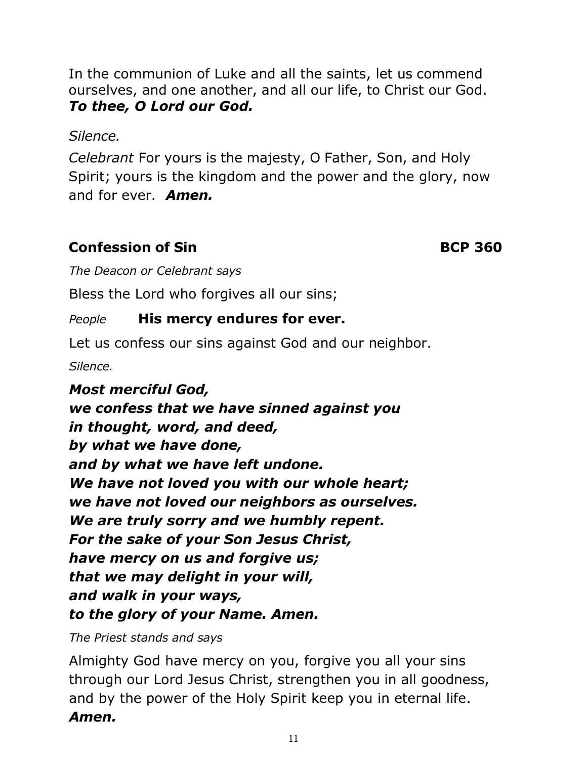In the communion of Luke and all the saints, let us commend ourselves, and one another, and all our life, to Christ our God.
***To thee, O Lord our God.***

*Silence.*

*Celebrant* For yours is the majesty, O Father, Son, and Holy Spirit; yours is the kingdom and the power and the glory, now and for ever. ***Amen.***

## Confession of Sin BCP 360

*The Deacon or Celebrant says*

Bless the Lord who forgives all our sins;

*People* **His mercy endures for ever.**

Let us confess our sins against God and our neighbor.

*Silence.*

***Most merciful God,***
***we confess that we have sinned against you***
***in thought, word, and deed,***
***by what we have done,***
***and by what we have left undone.***
***We have not loved you with our whole heart;***
***we have not loved our neighbors as ourselves.***
***We are truly sorry and we humbly repent.***
***For the sake of your Son Jesus Christ,***
***have mercy on us and forgive us;***
***that we may delight in your will,***
***and walk in your ways,***
***to the glory of your Name. Amen.***

*The Priest stands and says*

Almighty God have mercy on you, forgive you all your sins through our Lord Jesus Christ, strengthen you in all goodness, and by the power of the Holy Spirit keep you in eternal life.
***Amen.***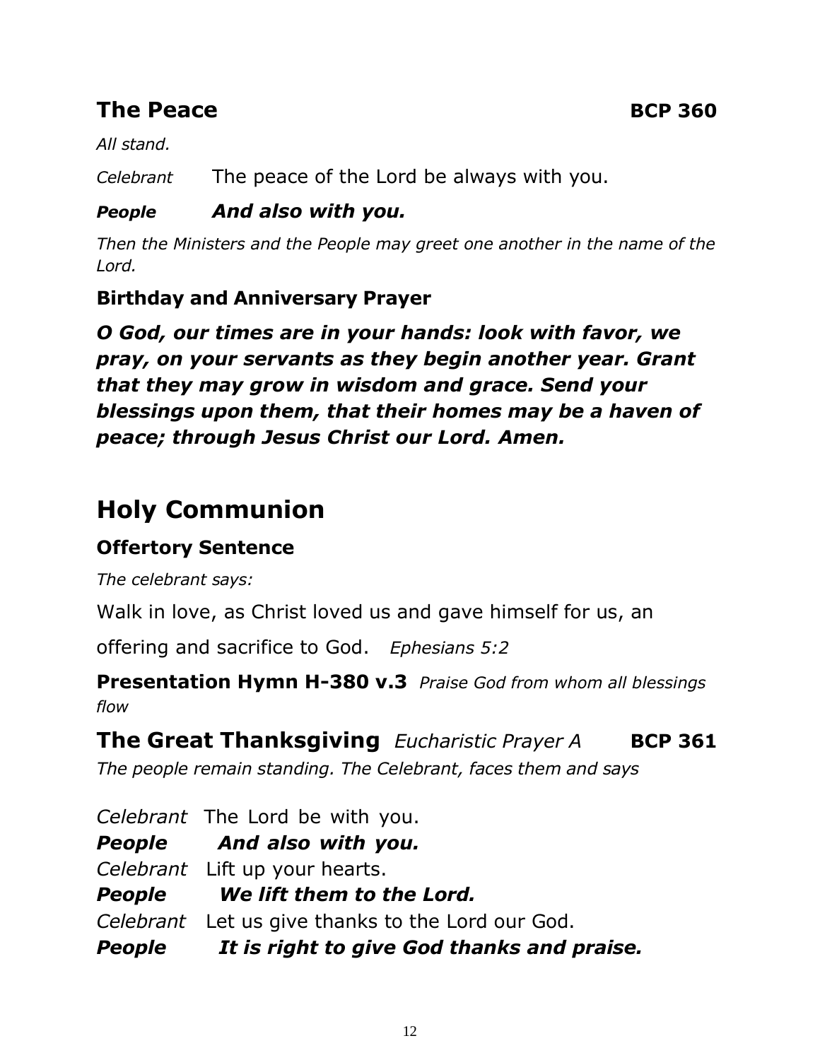## The Peace **BCP 360**

*All stand.*

*Celebrant* The peace of the Lord be always with you.

***People*** ***And also with you.***

*Then the Ministers and the People may greet one another in the name of the Lord.*

**Birthday and Anniversary Prayer**

***O God, our times are in your hands: look with favor, we pray, on your servants as they begin another year. Grant that they may grow in wisdom and grace. Send your blessings upon them, that their homes may be a haven of peace; through Jesus Christ our Lord. Amen.***

# Holy Communion

### Offertory Sentence

*The celebrant says:*

Walk in love, as Christ loved us and gave himself for us, an

offering and sacrifice to God. *Ephesians 5:2*

**Presentation Hymn H-380 v.3** *Praise God from whom all blessings flow*

## The Great Thanksgiving *Eucharistic Prayer A* **BCP 361**

*The people remain standing. The Celebrant, faces them and says*

*Celebrant* The Lord be with you.
***People*** ***And also with you.***
*Celebrant* Lift up your hearts.
***People*** ***We lift them to the Lord.***
*Celebrant* Let us give thanks to the Lord our God.
***People*** ***It is right to give God thanks and praise.***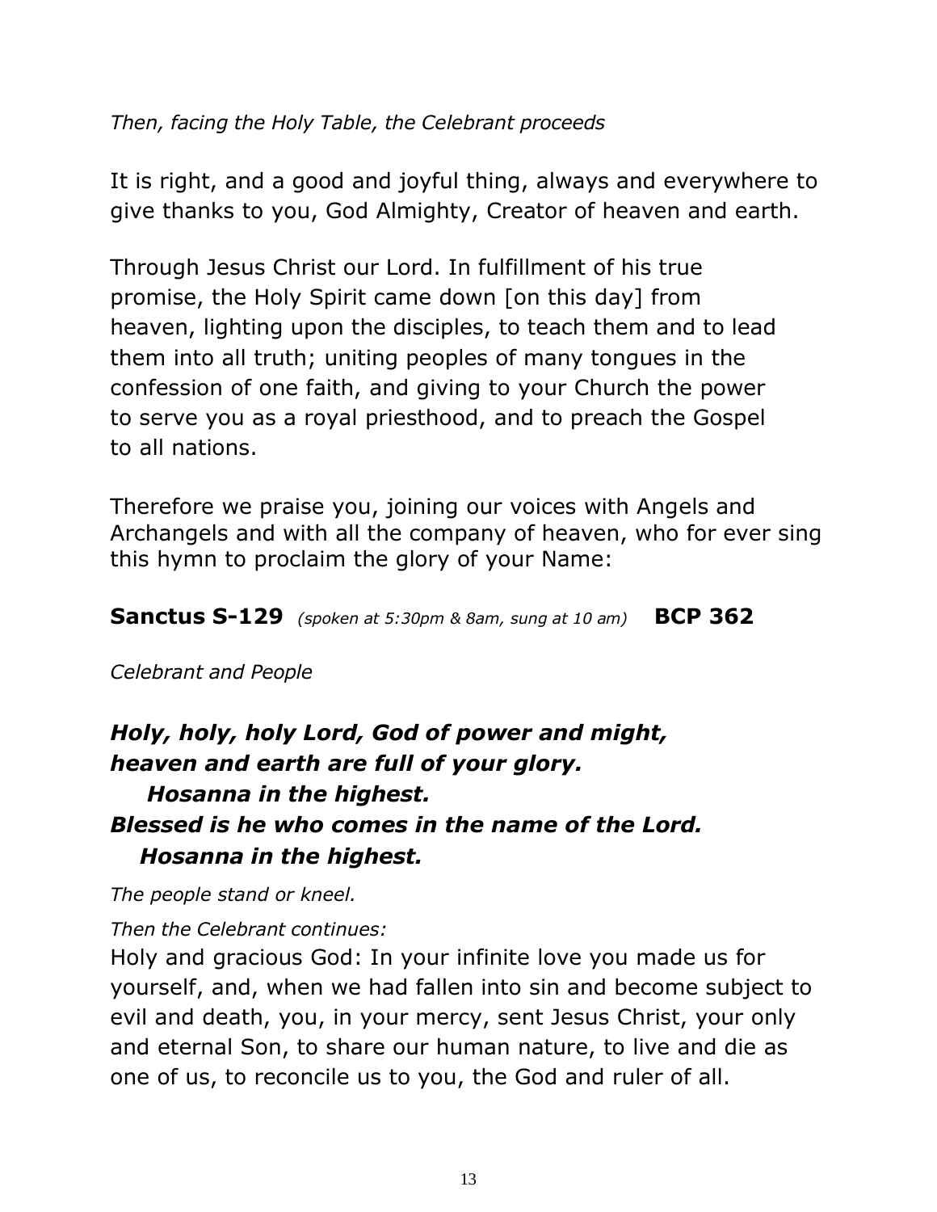*Then, facing the Holy Table, the Celebrant proceeds*

It is right, and a good and joyful thing, always and everywhere to give thanks to you, God Almighty, Creator of heaven and earth.

Through Jesus Christ our Lord. In fulfillment of his true promise, the Holy Spirit came down [on this day] from heaven, lighting upon the disciples, to teach them and to lead them into all truth; uniting peoples of many tongues in the confession of one faith, and giving to your Church the power to serve you as a royal priesthood, and to preach the Gospel to all nations.

Therefore we praise you, joining our voices with Angels and Archangels and with all the company of heaven, who for ever sing this hymn to proclaim the glory of your Name:

**Sanctus S-129** *(spoken at 5:30pm & 8am, sung at 10 am)* **BCP 362**

*Celebrant and People*

***Holy, holy, holy Lord, God of power and might,***
***heaven and earth are full of your glory.***
***Hosanna in the highest.***
***Blessed is he who comes in the name of the Lord.***
***Hosanna in the highest.***

*The people stand or kneel.*

*Then the Celebrant continues:*

Holy and gracious God: In your infinite love you made us for yourself, and, when we had fallen into sin and become subject to evil and death, you, in your mercy, sent Jesus Christ, your only and eternal Son, to share our human nature, to live and die as one of us, to reconcile us to you, the God and ruler of all.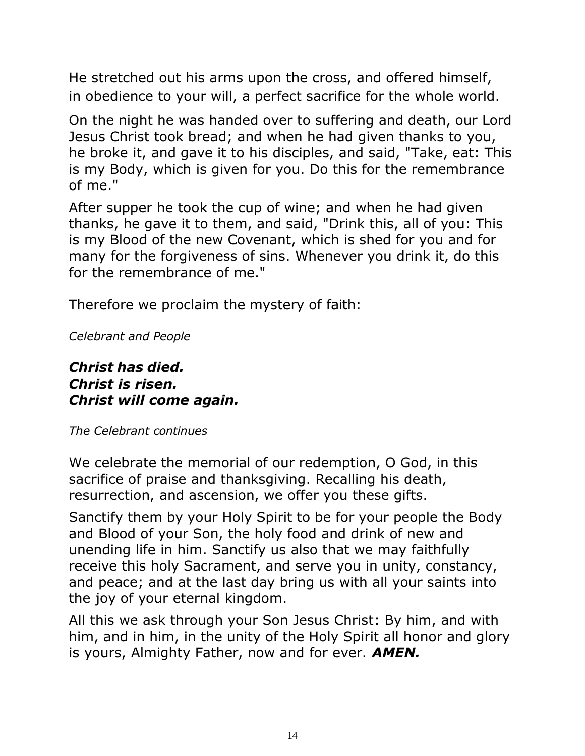He stretched out his arms upon the cross, and offered himself, in obedience to your will, a perfect sacrifice for the whole world.

On the night he was handed over to suffering and death, our Lord Jesus Christ took bread; and when he had given thanks to you, he broke it, and gave it to his disciples, and said, "Take, eat: This is my Body, which is given for you. Do this for the remembrance of me."

After supper he took the cup of wine; and when he had given thanks, he gave it to them, and said, "Drink this, all of you: This is my Blood of the new Covenant, which is shed for you and for many for the forgiveness of sins. Whenever you drink it, do this for the remembrance of me."

Therefore we proclaim the mystery of faith:

*Celebrant and People*

***Christ has died.***
***Christ is risen.***
***Christ will come again.***

*The Celebrant continues*

We celebrate the memorial of our redemption, O God, in this sacrifice of praise and thanksgiving. Recalling his death, resurrection, and ascension, we offer you these gifts.

Sanctify them by your Holy Spirit to be for your people the Body and Blood of your Son, the holy food and drink of new and unending life in him. Sanctify us also that we may faithfully receive this holy Sacrament, and serve you in unity, constancy, and peace; and at the last day bring us with all your saints into the joy of your eternal kingdom.

All this we ask through your Son Jesus Christ: By him, and with him, and in him, in the unity of the Holy Spirit all honor and glory is yours, Almighty Father, now and for ever. ***AMEN.***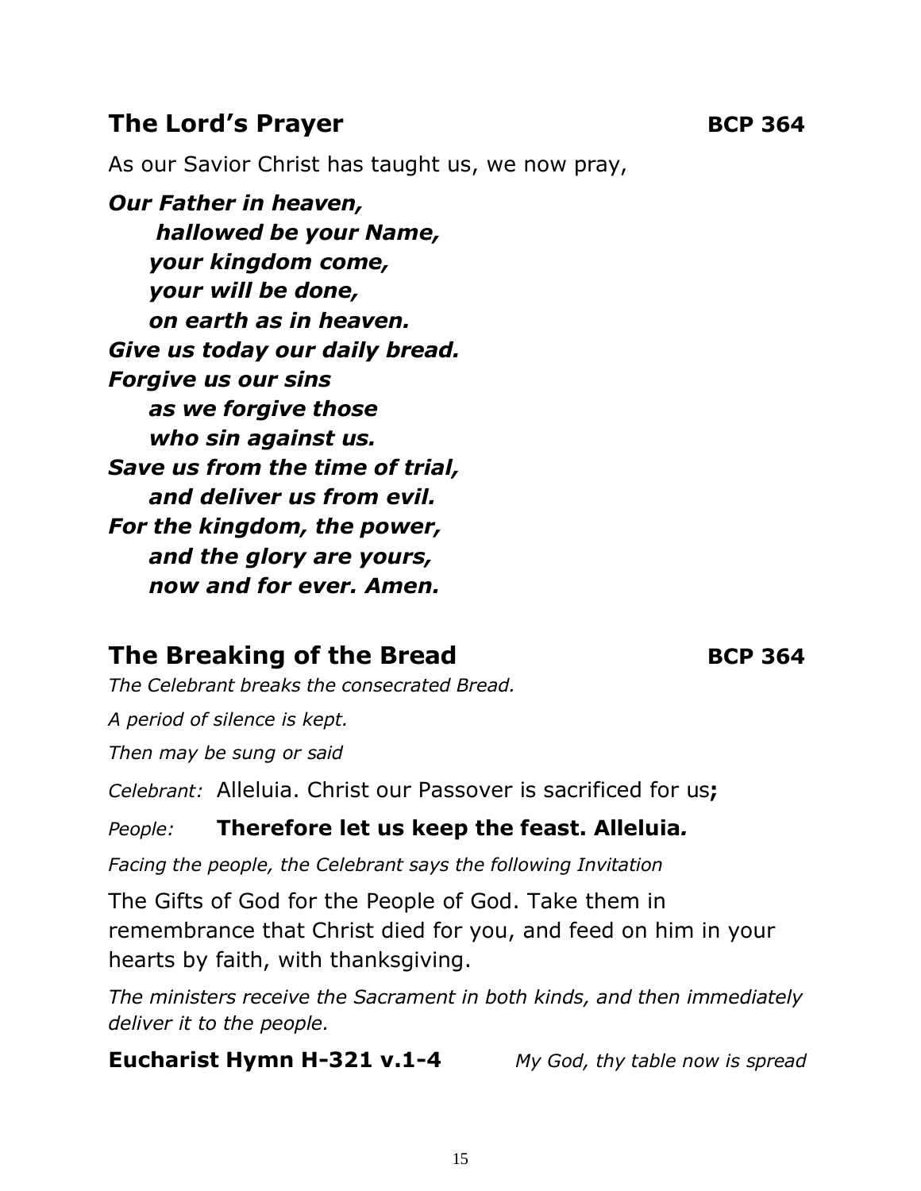## The Lord's Prayer **BCP 364**

As our Savior Christ has taught us, we now pray,

***Our Father in heaven,***
***hallowed be your Name,***
***your kingdom come,***
***your will be done,***
***on earth as in heaven.***
***Give us today our daily bread.***
***Forgive us our sins***
***as we forgive those***
***who sin against us.***
***Save us from the time of trial,***
***and deliver us from evil.***
***For the kingdom, the power,***
***and the glory are yours,***
***now and for ever. Amen.***

## The Breaking of the Bread **BCP 364**

*The Celebrant breaks the consecrated Bread.*

*A period of silence is kept.*

*Then may be sung or said*

*Celebrant:* Alleluia. Christ our Passover is sacrificed for us**;**

*People:* **Therefore let us keep the feast. Alleluia*.***

*Facing the people, the Celebrant says the following Invitation*

The Gifts of God for the People of God. Take them in remembrance that Christ died for you, and feed on him in your hearts by faith, with thanksgiving.

*The ministers receive the Sacrament in both kinds, and then immediately deliver it to the people.*

**Eucharist Hymn H-321 v.1-4** *My God, thy table now is spread*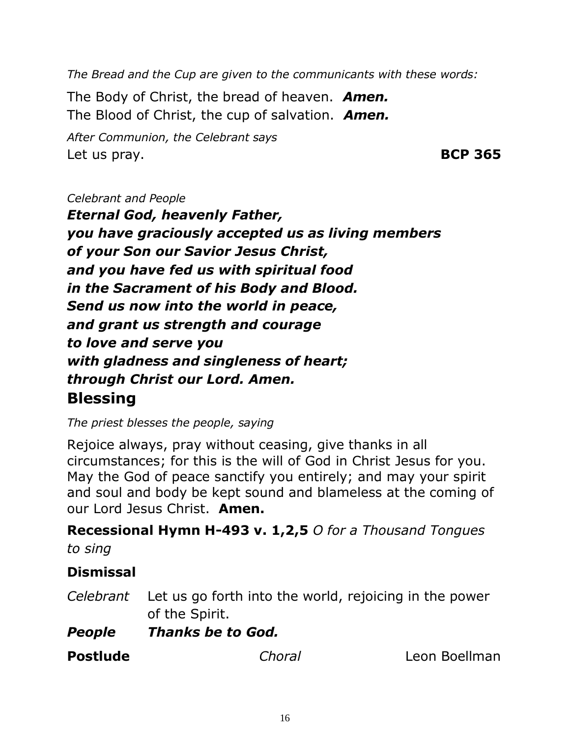*The Bread and the Cup are given to the communicants with these words:*

The Body of Christ, the bread of heaven. ***Amen.***
The Blood of Christ, the cup of salvation. ***Amen.***

*After Communion, the Celebrant says*
Let us pray. **BCP 365**

*Celebrant and People*
***Eternal God, heavenly Father,***
***you have graciously accepted us as living members***
***of your Son our Savior Jesus Christ,***
***and you have fed us with spiritual food***
***in the Sacrament of his Body and Blood.***
***Send us now into the world in peace,***
***and grant us strength and courage***
***to love and serve you***
***with gladness and singleness of heart;***
***through Christ our Lord. Amen.***

## Blessing

*The priest blesses the people, saying*

Rejoice always, pray without ceasing, give thanks in all circumstances; for this is the will of God in Christ Jesus for you. May the God of peace sanctify you entirely; and may your spirit and soul and body be kept sound and blameless at the coming of our Lord Jesus Christ. **Amen.**

**Recessional Hymn H-493 v. 1,2,5** *O for a Thousand Tongues to sing*

**Dismissal**

*Celebrant* Let us go forth into the world, rejoicing in the power of the Spirit.
***People Thanks be to God.***

**Postlude** *Choral* Leon Boellman